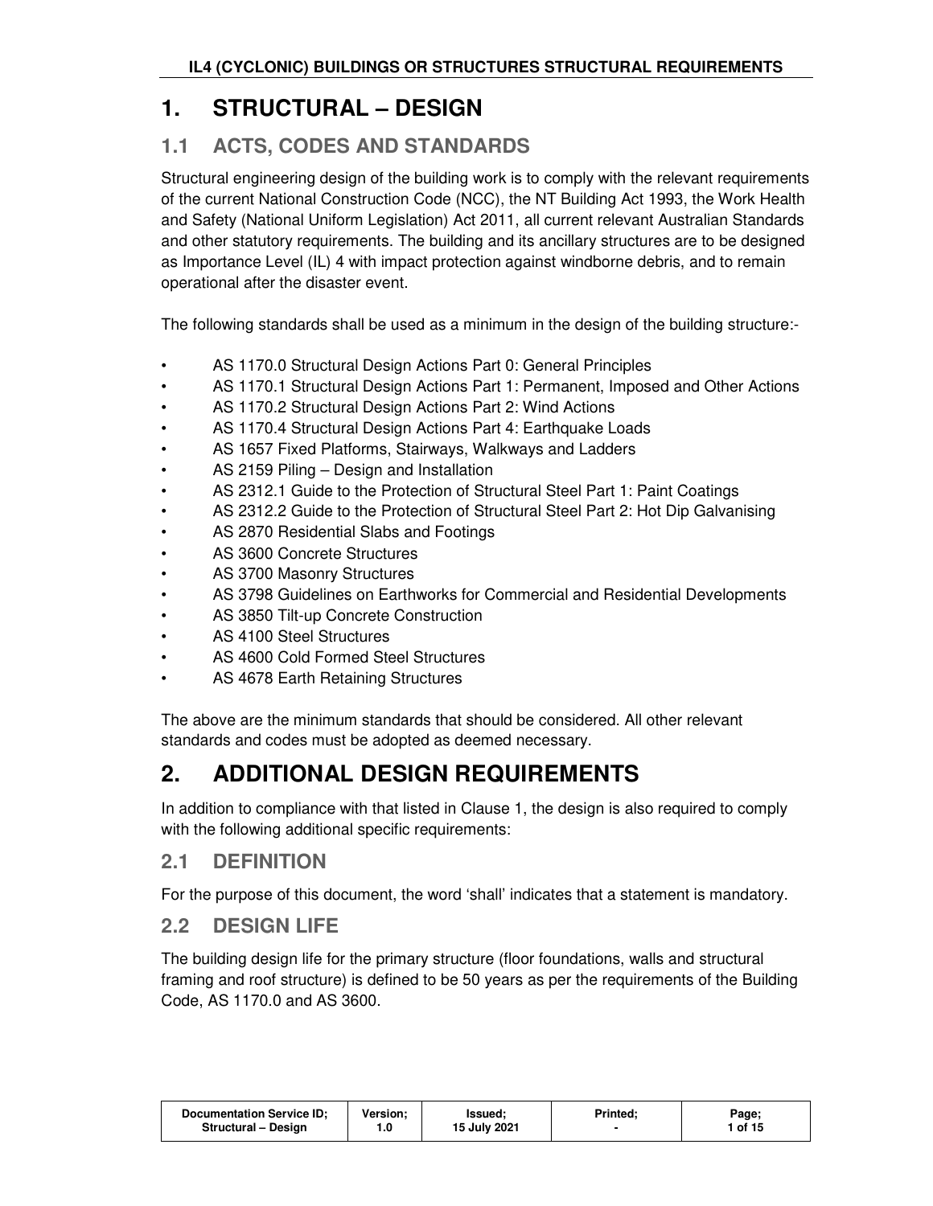# 1. STRUCTURAL – DESIGN

## 1.1 ACTS, CODES AND STANDARDS

Structural engineering design of the building work is to comply with the relevant requirements of the current National Construction Code (NCC), the NT Building Act 1993, the Work Health and Safety (National Uniform Legislation) Act 2011, all current relevant Australian Standards and other statutory requirements. The building and its ancillary structures are to be designed as Importance Level (IL) 4 with impact protection against windborne debris, and to remain operational after the disaster event.

The following standards shall be used as a minimum in the design of the building structure:-

- AS 1170.0 Structural Design Actions Part 0: General Principles
- AS 1170.1 Structural Design Actions Part 1: Permanent, Imposed and Other Actions
- AS 1170.2 Structural Design Actions Part 2: Wind Actions
- AS 1170.4 Structural Design Actions Part 4: Earthquake Loads
- AS 1657 Fixed Platforms, Stairways, Walkways and Ladders
- AS 2159 Piling – Design and Installation
- AS 2312.1 Guide to the Protection of Structural Steel Part 1: Paint Coatings
- AS 2312.2 Guide to the Protection of Structural Steel Part 2: Hot Dip Galvanising
- AS 2870 Residential Slabs and Footings
- AS 3600 Concrete Structures
- AS 3700 Masonry Structures
- AS 3798 Guidelines on Earthworks for Commercial and Residential Developments
- AS 3850 Tilt-up Concrete Construction
- AS 4100 Steel Structures
- AS 4600 Cold Formed Steel Structures
- AS 4678 Earth Retaining Structures

The above are the minimum standards that should be considered. All other relevant standards and codes must be adopted as deemed necessary.

# 2. ADDITIONAL DESIGN REQUIREMENTS

In addition to compliance with that listed in Clause 1, the design is also required to comply with the following additional specific requirements:

## 2.1 DEFINITION

For the purpose of this document, the word 'shall' indicates that a statement is mandatory.

## 2.2 DESIGN LIFE

The building design life for the primary structure (floor foundations, walls and structural framing and roof structure) is defined to be 50 years as per the requirements of the Building Code, AS 1170.0 and AS 3600.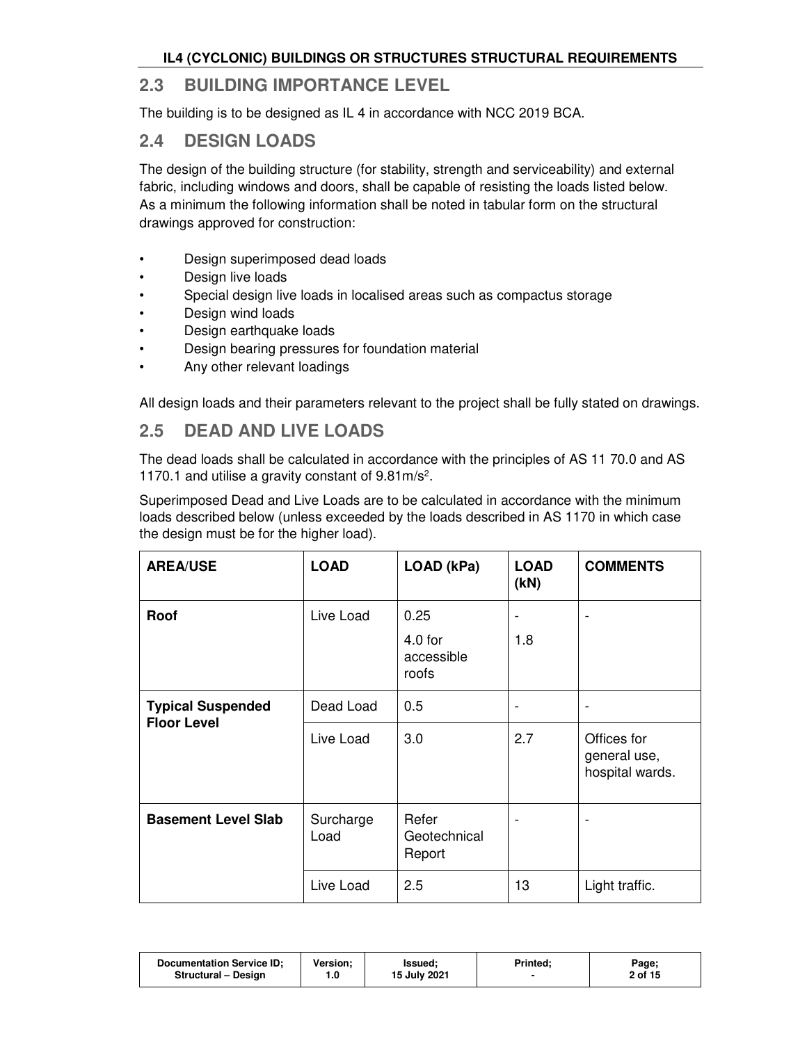## 2.3 BUILDING IMPORTANCE LEVEL

The building is to be designed as IL 4 in accordance with NCC 2019 BCA.

## 2.4 DESIGN LOADS

The design of the building structure (for stability, strength and serviceability) and external fabric, including windows and doors, shall be capable of resisting the loads listed below. As a minimum the following information shall be noted in tabular form on the structural drawings approved for construction:

- Design superimposed dead loads
- Design live loads
- Special design live loads in localised areas such as compactus storage
- Design wind loads
- Design earthquake loads
- Design bearing pressures for foundation material
- Any other relevant loadings

All design loads and their parameters relevant to the project shall be fully stated on drawings.

## 2.5 DEAD AND LIVE LOADS

The dead loads shall be calculated in accordance with the principles of AS 11 70.0 and AS 1170.1 and utilise a gravity constant of $9.81m/s^2$.

Superimposed Dead and Live Loads are to be calculated in accordance with the minimum loads described below (unless exceeded by the loads described in AS 1170 in which case the design must be for the higher load).

| AREA/USE | LOAD | LOAD (kPa) | LOAD (kN) | COMMENTS |
|---|---|---|---|---|
| **Roof** | Live Load | 0.25<br>4.0 for accessible roofs | -<br>1.8 | - |
| **Typical Suspended Floor Level** | Dead Load | 0.5 | - | - |
| | Live Load | 3.0 | 2.7 | Offices for general use, hospital wards. |
| **Basement Level Slab** | Surcharge Load | Refer Geotechnical Report | - | - |
| | Live Load | 2.5 | 13 | Light traffic. |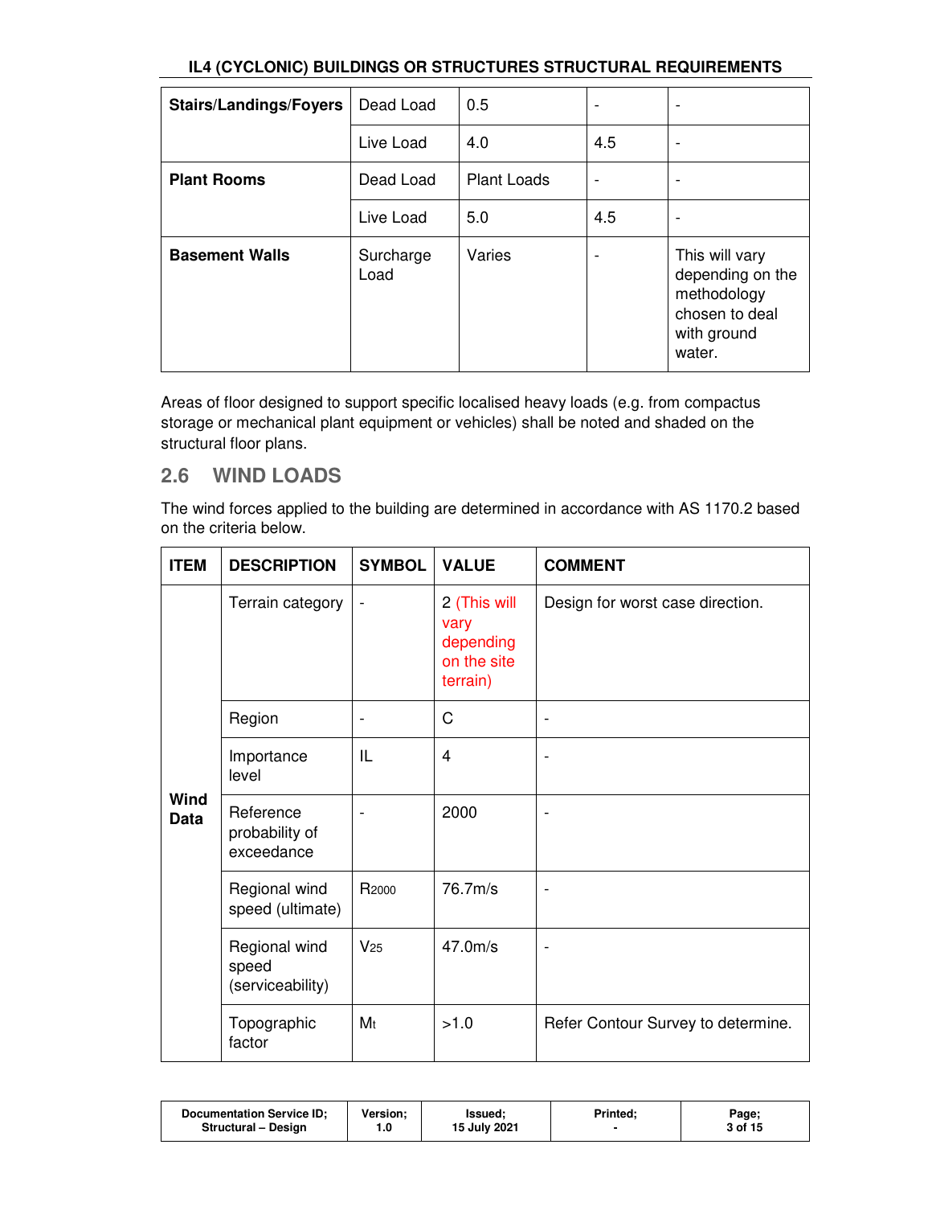| Stairs/Landings/Foyers | Dead Load | 0.5 | - | - |
|---|---|---|---|---|
| | Live Load | 4.0 | 4.5 | - |
| **Plant Rooms** | Dead Load | Plant Loads | - | - |
| | Live Load | 5.0 | 4.5 | - |
| **Basement Walls** | Surcharge Load | Varies | - | This will vary depending on the methodology chosen to deal with ground water. |

Areas of floor designed to support specific localised heavy loads (e.g. from compactus storage or mechanical plant equipment or vehicles) shall be noted and shaded on the structural floor plans.

## 2.6 WIND LOADS

The wind forces applied to the building are determined in accordance with AS 1170.2 based on the criteria below.

| ITEM | DESCRIPTION | SYMBOL | VALUE | COMMENT |
|---|---|---|---|---|
| **Wind Data** | Terrain category | - | 2 (This will vary depending on the site terrain) | Design for worst case direction. |
| | Region | - | C | - |
| | Importance level | IL | 4 | - |
| | Reference probability of exceedance | - | 2000 | - |
| | Regional wind speed (ultimate) | $R_{2000}$ | 76.7m/s | - |
| | Regional wind speed (serviceability) | $V_{25}$ | 47.0m/s | - |
| | Topographic factor | $M_t$ | >1.0 | Refer Contour Survey to determine. |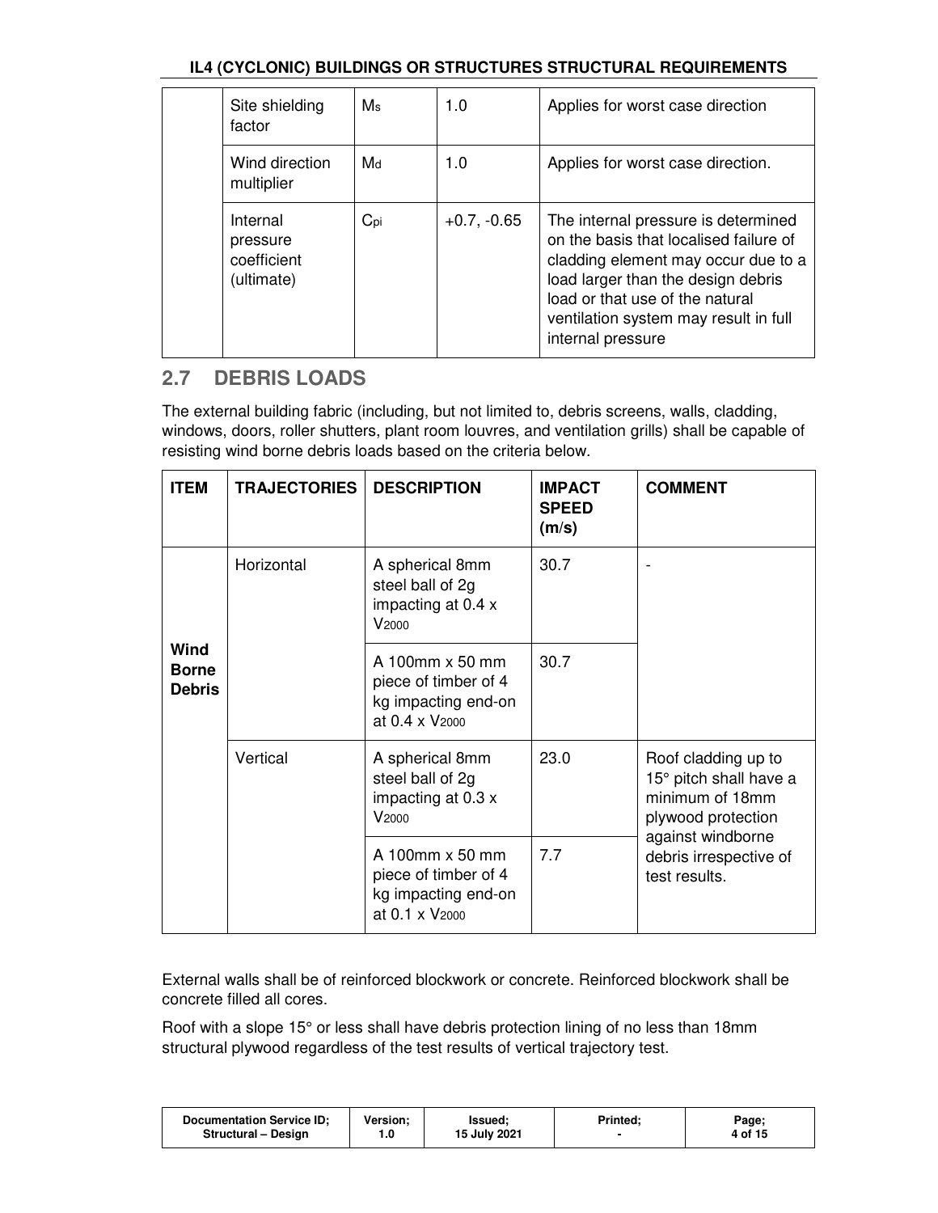| | | | | |
|---|---|---|---|---|
| | Site shielding factor | $M_s$ | 1.0 | Applies for worst case direction |
| | Wind direction multiplier | $M_d$ | 1.0 | Applies for worst case direction. |
| | Internal pressure coefficient (ultimate) | $C_{pi}$ | +0.7, -0.65 | The internal pressure is determined on the basis that localised failure of cladding element may occur due to a load larger than the design debris load or that use of the natural ventilation system may result in full internal pressure |

## 2.7 DEBRIS LOADS

The external building fabric (including, but not limited to, debris screens, walls, cladding, windows, doors, roller shutters, plant room louvres, and ventilation grills) shall be capable of resisting wind borne debris loads based on the criteria below.

| ITEM | TRAJECTORIES | DESCRIPTION | IMPACT SPEED (m/s) | COMMENT |
|---|---|---|---|---|
| **Wind Borne Debris** | Horizontal | A spherical 8mm steel ball of 2g impacting at 0.4 x $V_{2000}$ | 30.7 | - |
| | | A 100mm x 50 mm piece of timber of 4 kg impacting end-on at 0.4 x $V_{2000}$ | 30.7 | |
| | Vertical | A spherical 8mm steel ball of 2g impacting at 0.3 x $V_{2000}$ | 23.0 | Roof cladding up to 15° pitch shall have a minimum of 18mm plywood protection against windborne debris irrespective of test results. |
| | | A 100mm x 50 mm piece of timber of 4 kg impacting end-on at 0.1 x $V_{2000}$ | 7.7 | |

External walls shall be of reinforced blockwork or concrete. Reinforced blockwork shall be concrete filled all cores.

Roof with a slope 15° or less shall have debris protection lining of no less than 18mm structural plywood regardless of the test results of vertical trajectory test.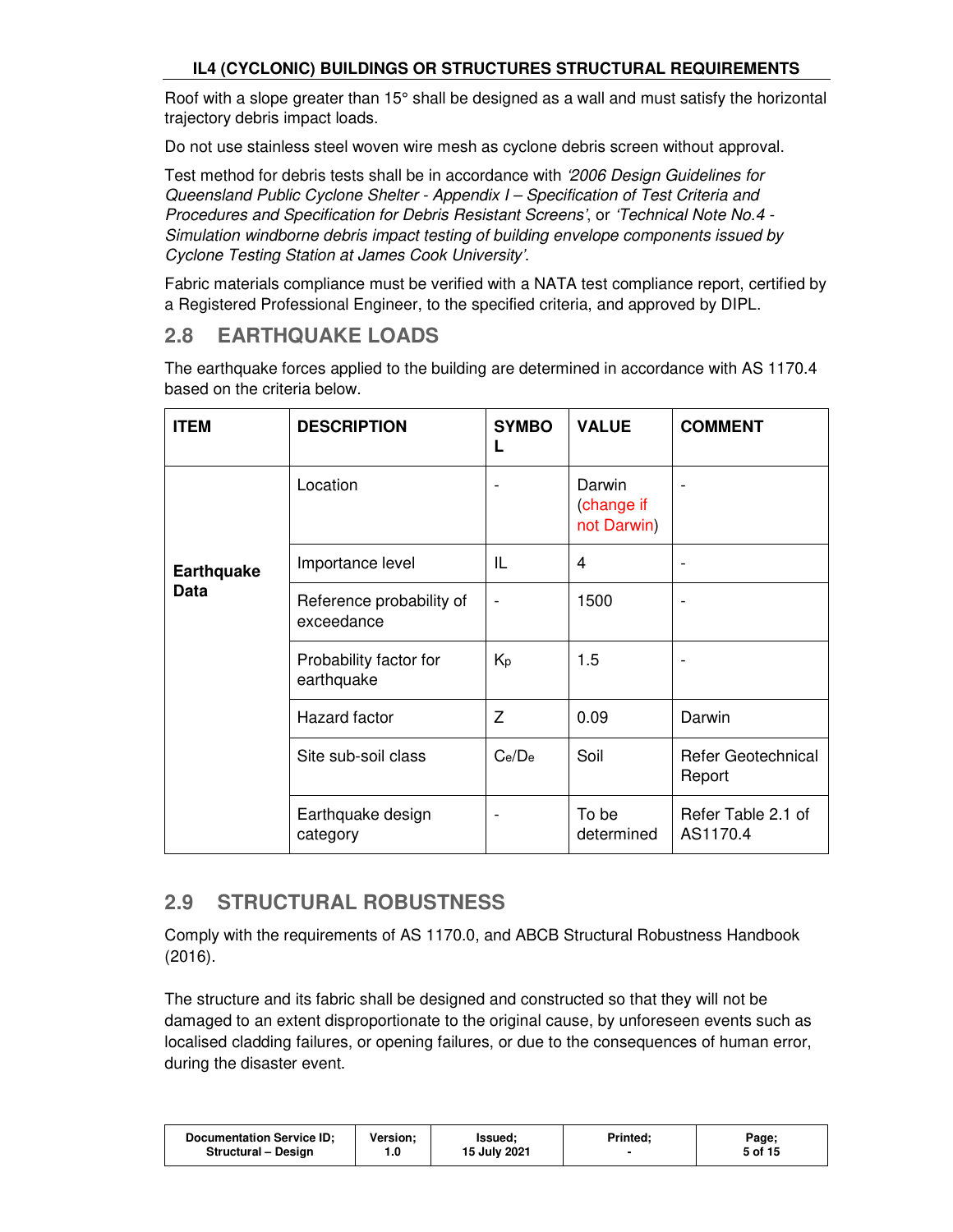Roof with a slope greater than 15° shall be designed as a wall and must satisfy the horizontal trajectory debris impact loads.

Do not use stainless steel woven wire mesh as cyclone debris screen without approval.

Test method for debris tests shall be in accordance with *'2006 Design Guidelines for Queensland Public Cyclone Shelter - Appendix I – Specification of Test Criteria and Procedures and Specification for Debris Resistant Screens'*, or *'Technical Note No.4 - Simulation windborne debris impact testing of building envelope components issued by Cyclone Testing Station at James Cook University'*.

Fabric materials compliance must be verified with a NATA test compliance report, certified by a Registered Professional Engineer, to the specified criteria, and approved by DIPL.

## 2.8 EARTHQUAKE LOADS

The earthquake forces applied to the building are determined in accordance with AS 1170.4 based on the criteria below.

| ITEM | DESCRIPTION | SYMBOL | VALUE | COMMENT |
|---|---|---|---|---|
| **Earthquake Data** | Location | - | Darwin (change if not Darwin) | - |
| | Importance level | IL | 4 | - |
| | Reference probability of exceedance | - | 1500 | - |
| | Probability factor for earthquake | $K_p$ | 1.5 | - |
| | Hazard factor | Z | 0.09 | Darwin |
| | Site sub-soil class | $C_e/D_e$ | Soil | Refer Geotechnical Report |
| | Earthquake design category | - | To be determined | Refer Table 2.1 of AS1170.4 |

## 2.9 STRUCTURAL ROBUSTNESS

Comply with the requirements of AS 1170.0, and ABCB Structural Robustness Handbook (2016).

The structure and its fabric shall be designed and constructed so that they will not be damaged to an extent disproportionate to the original cause, by unforeseen events such as localised cladding failures, or opening failures, or due to the consequences of human error, during the disaster event.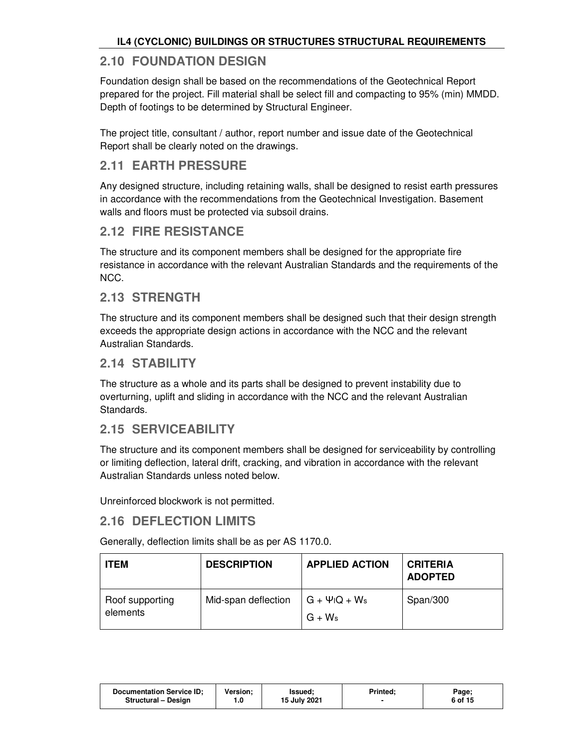## 2.10 FOUNDATION DESIGN

Foundation design shall be based on the recommendations of the Geotechnical Report prepared for the project. Fill material shall be select fill and compacting to 95% (min) MMDD. Depth of footings to be determined by Structural Engineer.

The project title, consultant / author, report number and issue date of the Geotechnical Report shall be clearly noted on the drawings.

## 2.11 EARTH PRESSURE

Any designed structure, including retaining walls, shall be designed to resist earth pressures in accordance with the recommendations from the Geotechnical Investigation. Basement walls and floors must be protected via subsoil drains.

## 2.12 FIRE RESISTANCE

The structure and its component members shall be designed for the appropriate fire resistance in accordance with the relevant Australian Standards and the requirements of the NCC.

## 2.13 STRENGTH

The structure and its component members shall be designed such that their design strength exceeds the appropriate design actions in accordance with the NCC and the relevant Australian Standards.

## 2.14 STABILITY

The structure as a whole and its parts shall be designed to prevent instability due to overturning, uplift and sliding in accordance with the NCC and the relevant Australian Standards.

## 2.15 SERVICEABILITY

The structure and its component members shall be designed for serviceability by controlling or limiting deflection, lateral drift, cracking, and vibration in accordance with the relevant Australian Standards unless noted below.

Unreinforced blockwork is not permitted.

## 2.16 DEFLECTION LIMITS

Generally, deflection limits shall be as per AS 1170.0.

| ITEM | DESCRIPTION | APPLIED ACTION | CRITERIA ADOPTED |
|---|---|---|---|
| Roof supporting elements | Mid-span deflection | $G + \Psi_l Q + W_s$<br>$G + W_s$ | Span/300 |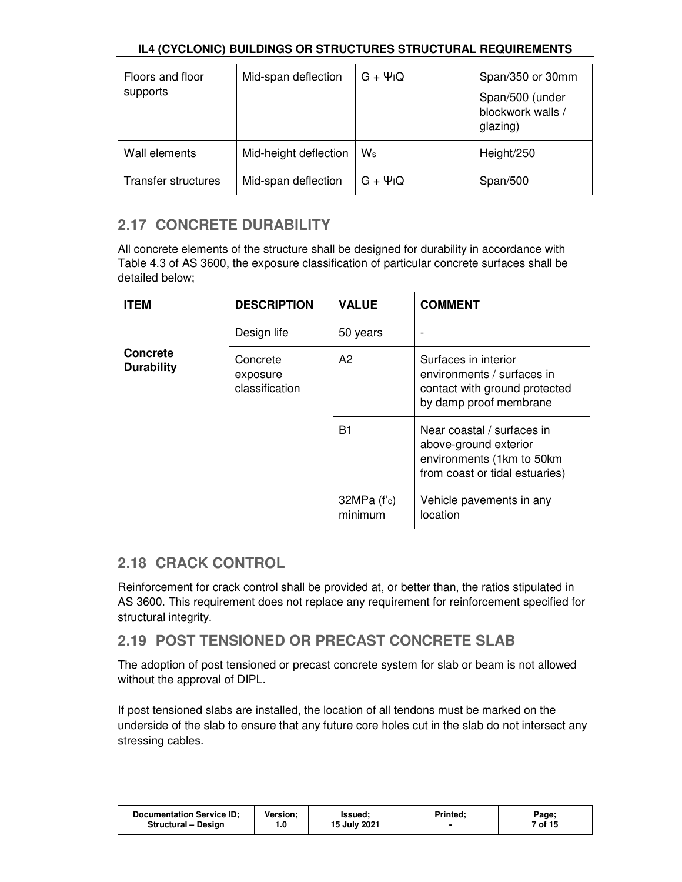| Floors and floor supports | Mid-span deflection | $G + \Psi_l Q$ | Span/350 or 30mm<br>Span/500 (under blockwork walls / glazing) |
|---|---|---|---|
| Wall elements | Mid-height deflection | $W_s$ | Height/250 |
| Transfer structures | Mid-span deflection | $G + \Psi_l Q$ | Span/500 |

## 2.17 CONCRETE DURABILITY

All concrete elements of the structure shall be designed for durability in accordance with Table 4.3 of AS 3600, the exposure classification of particular concrete surfaces shall be detailed below;

| ITEM | DESCRIPTION | VALUE | COMMENT |
|---|---|---|---|
| **Concrete Durability** | Design life | 50 years | - |
| | Concrete exposure classification | A2 | Surfaces in interior environments / surfaces in contact with ground protected by damp proof membrane |
| | | B1 | Near coastal / surfaces in above-ground exterior environments (1km to 50km from coast or tidal estuaries) |
| | | 32MPa ($f'_c$) minimum | Vehicle pavements in any location |

## 2.18 CRACK CONTROL

Reinforcement for crack control shall be provided at, or better than, the ratios stipulated in AS 3600. This requirement does not replace any requirement for reinforcement specified for structural integrity.

## 2.19 POST TENSIONED OR PRECAST CONCRETE SLAB

The adoption of post tensioned or precast concrete system for slab or beam is not allowed without the approval of DIPL.

If post tensioned slabs are installed, the location of all tendons must be marked on the underside of the slab to ensure that any future core holes cut in the slab do not intersect any stressing cables.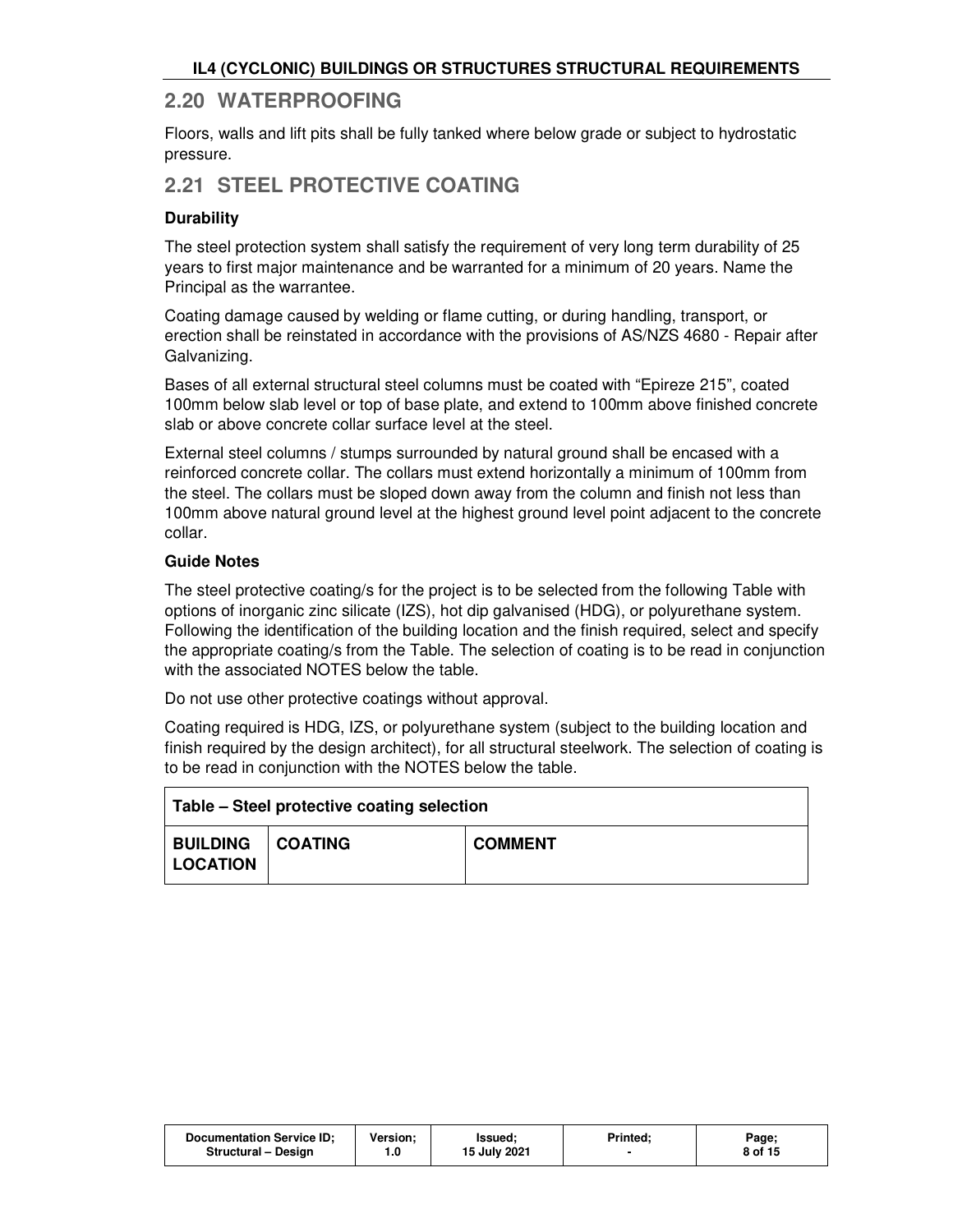## 2.20 WATERPROOFING

Floors, walls and lift pits shall be fully tanked where below grade or subject to hydrostatic pressure.

## 2.21 STEEL PROTECTIVE COATING

**Durability**

The steel protection system shall satisfy the requirement of very long term durability of 25 years to first major maintenance and be warranted for a minimum of 20 years. Name the Principal as the warrantee.

Coating damage caused by welding or flame cutting, or during handling, transport, or erection shall be reinstated in accordance with the provisions of AS/NZS 4680 - Repair after Galvanizing.

Bases of all external structural steel columns must be coated with "Epireze 215", coated 100mm below slab level or top of base plate, and extend to 100mm above finished concrete slab or above concrete collar surface level at the steel.

External steel columns / stumps surrounded by natural ground shall be encased with a reinforced concrete collar. The collars must extend horizontally a minimum of 100mm from the steel. The collars must be sloped down away from the column and finish not less than 100mm above natural ground level at the highest ground level point adjacent to the concrete collar.

**Guide Notes**

The steel protective coating/s for the project is to be selected from the following Table with options of inorganic zinc silicate (IZS), hot dip galvanised (HDG), or polyurethane system. Following the identification of the building location and the finish required, select and specify the appropriate coating/s from the Table. The selection of coating is to be read in conjunction with the associated NOTES below the table.

Do not use other protective coatings without approval.

Coating required is HDG, IZS, or polyurethane system (subject to the building location and finish required by the design architect), for all structural steelwork. The selection of coating is to be read in conjunction with the NOTES below the table.

**Table – Steel protective coating selection**

| BUILDING LOCATION | COATING | COMMENT |
|---|---|---|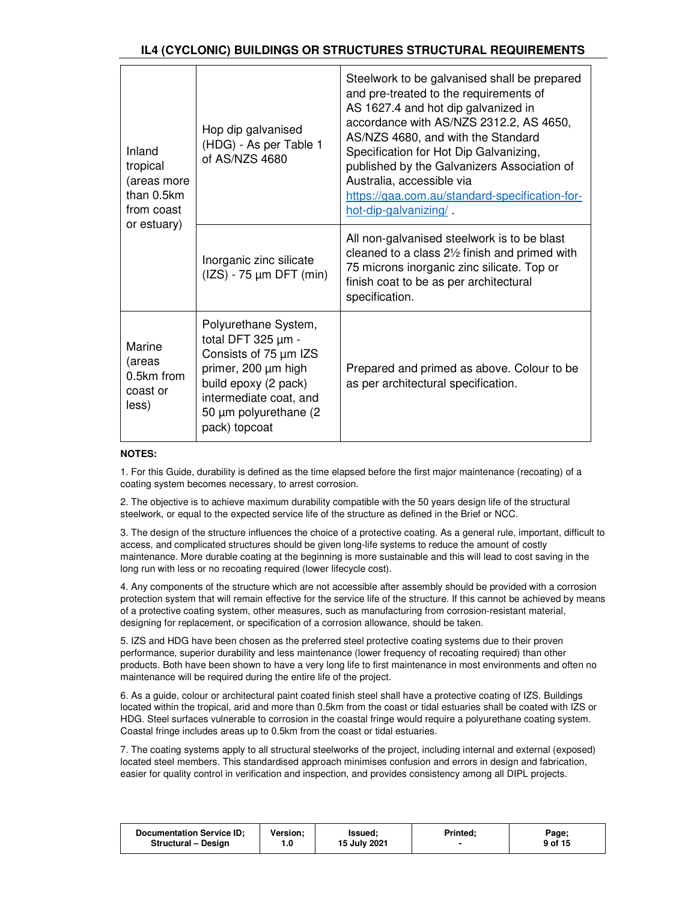| | | |
|---|---|---|
| Inland tropical (areas more than 0.5km from coast or estuary) | Hop dip galvanised (HDG) - As per Table 1 of AS/NZS 4680 | Steelwork to be galvanised shall be prepared and pre-treated to the requirements of AS 1627.4 and hot dip galvanized in accordance with AS/NZS 2312.2, AS 4650, AS/NZS 4680, and with the Standard Specification for Hot Dip Galvanizing, published by the Galvanizers Association of Australia, accessible via https://gaa.com.au/standard-specification-for-hot-dip-galvanizing/ . |
| | Inorganic zinc silicate (IZS) - 75 µm DFT (min) | All non-galvanised steelwork is to be blast cleaned to a class 2½ finish and primed with 75 microns inorganic zinc silicate. Top or finish coat to be as per architectural specification. |
| Marine (areas 0.5km from coast or less) | Polyurethane System, total DFT 325 µm - Consists of 75 µm IZS primer, 200 µm high build epoxy (2 pack) intermediate coat, and 50 µm polyurethane (2 pack) topcoat | Prepared and primed as above. Colour to be as per architectural specification. |

**NOTES:**

1. For this Guide, durability is defined as the time elapsed before the first major maintenance (recoating) of a coating system becomes necessary, to arrest corrosion.

2. The objective is to achieve maximum durability compatible with the 50 years design life of the structural steelwork, or equal to the expected service life of the structure as defined in the Brief or NCC.

3. The design of the structure influences the choice of a protective coating. As a general rule, important, difficult to access, and complicated structures should be given long-life systems to reduce the amount of costly maintenance. More durable coating at the beginning is more sustainable and this will lead to cost saving in the long run with less or no recoating required (lower lifecycle cost).

4. Any components of the structure which are not accessible after assembly should be provided with a corrosion protection system that will remain effective for the service life of the structure. If this cannot be achieved by means of a protective coating system, other measures, such as manufacturing from corrosion-resistant material, designing for replacement, or specification of a corrosion allowance, should be taken.

5. IZS and HDG have been chosen as the preferred steel protective coating systems due to their proven performance, superior durability and less maintenance (lower frequency of recoating required) than other products. Both have been shown to have a very long life to first maintenance in most environments and often no maintenance will be required during the entire life of the project.

6. As a guide, colour or architectural paint coated finish steel shall have a protective coating of IZS. Buildings located within the tropical, arid and more than 0.5km from the coast or tidal estuaries shall be coated with IZS or HDG. Steel surfaces vulnerable to corrosion in the coastal fringe would require a polyurethane coating system. Coastal fringe includes areas up to 0.5km from the coast or tidal estuaries.

7. The coating systems apply to all structural steelworks of the project, including internal and external (exposed) located steel members. This standardised approach minimises confusion and errors in design and fabrication, easier for quality control in verification and inspection, and provides consistency among all DIPL projects.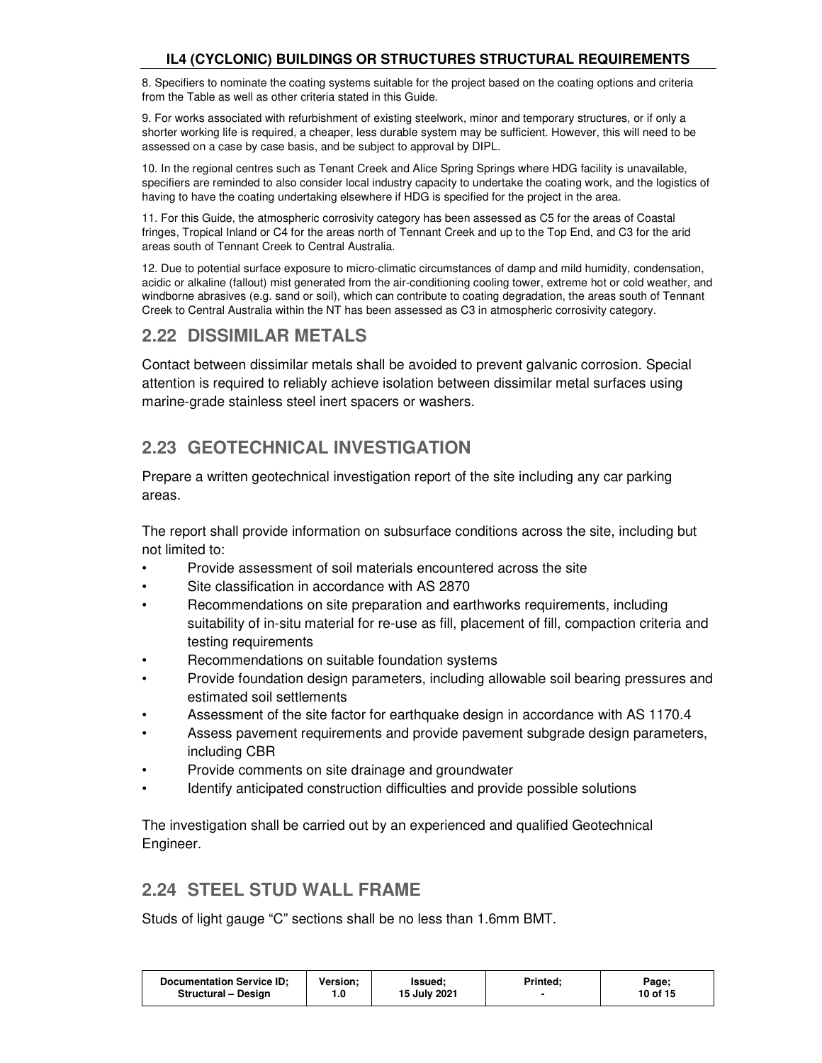8. Specifiers to nominate the coating systems suitable for the project based on the coating options and criteria from the Table as well as other criteria stated in this Guide.

9. For works associated with refurbishment of existing steelwork, minor and temporary structures, or if only a shorter working life is required, a cheaper, less durable system may be sufficient. However, this will need to be assessed on a case by case basis, and be subject to approval by DIPL.

10. In the regional centres such as Tenant Creek and Alice Spring Springs where HDG facility is unavailable, specifiers are reminded to also consider local industry capacity to undertake the coating work, and the logistics of having to have the coating undertaking elsewhere if HDG is specified for the project in the area.

11. For this Guide, the atmospheric corrosivity category has been assessed as C5 for the areas of Coastal fringes, Tropical Inland or C4 for the areas north of Tennant Creek and up to the Top End, and C3 for the arid areas south of Tennant Creek to Central Australia.

12. Due to potential surface exposure to micro-climatic circumstances of damp and mild humidity, condensation, acidic or alkaline (fallout) mist generated from the air-conditioning cooling tower, extreme hot or cold weather, and windborne abrasives (e.g. sand or soil), which can contribute to coating degradation, the areas south of Tennant Creek to Central Australia within the NT has been assessed as C3 in atmospheric corrosivity category.

## 2.22 DISSIMILAR METALS

Contact between dissimilar metals shall be avoided to prevent galvanic corrosion. Special attention is required to reliably achieve isolation between dissimilar metal surfaces using marine-grade stainless steel inert spacers or washers.

## 2.23 GEOTECHNICAL INVESTIGATION

Prepare a written geotechnical investigation report of the site including any car parking areas.

The report shall provide information on subsurface conditions across the site, including but not limited to:

- Provide assessment of soil materials encountered across the site
- Site classification in accordance with AS 2870
- Recommendations on site preparation and earthworks requirements, including suitability of in-situ material for re-use as fill, placement of fill, compaction criteria and testing requirements
- Recommendations on suitable foundation systems
- Provide foundation design parameters, including allowable soil bearing pressures and estimated soil settlements
- Assessment of the site factor for earthquake design in accordance with AS 1170.4
- Assess pavement requirements and provide pavement subgrade design parameters, including CBR
- Provide comments on site drainage and groundwater
- Identify anticipated construction difficulties and provide possible solutions

The investigation shall be carried out by an experienced and qualified Geotechnical Engineer.

## 2.24 STEEL STUD WALL FRAME

Studs of light gauge "C" sections shall be no less than 1.6mm BMT.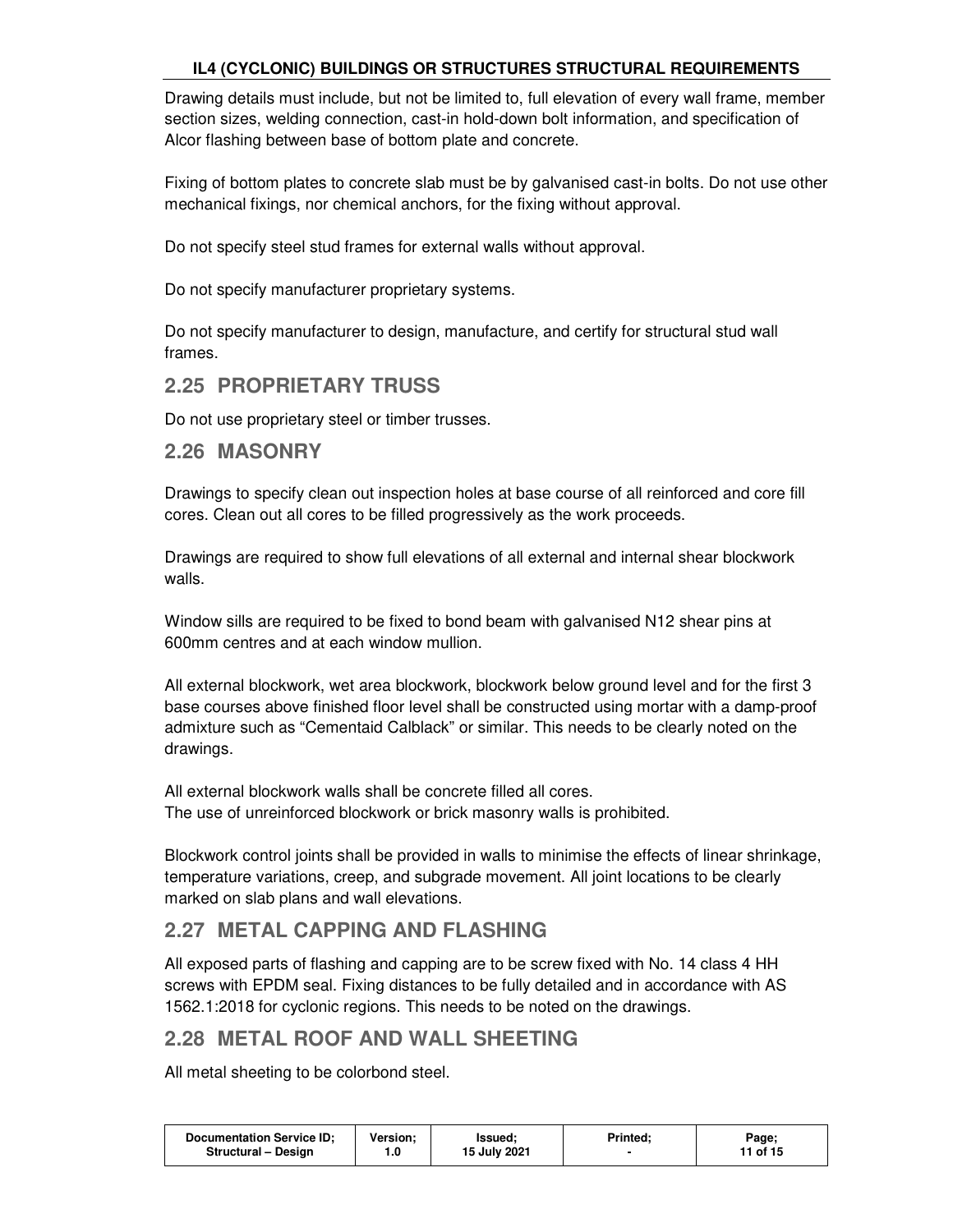Drawing details must include, but not be limited to, full elevation of every wall frame, member section sizes, welding connection, cast-in hold-down bolt information, and specification of Alcor flashing between base of bottom plate and concrete.

Fixing of bottom plates to concrete slab must be by galvanised cast-in bolts. Do not use other mechanical fixings, nor chemical anchors, for the fixing without approval.

Do not specify steel stud frames for external walls without approval.

Do not specify manufacturer proprietary systems.

Do not specify manufacturer to design, manufacture, and certify for structural stud wall frames.

## 2.25 PROPRIETARY TRUSS

Do not use proprietary steel or timber trusses.

## 2.26 MASONRY

Drawings to specify clean out inspection holes at base course of all reinforced and core fill cores. Clean out all cores to be filled progressively as the work proceeds.

Drawings are required to show full elevations of all external and internal shear blockwork walls.

Window sills are required to be fixed to bond beam with galvanised N12 shear pins at 600mm centres and at each window mullion.

All external blockwork, wet area blockwork, blockwork below ground level and for the first 3 base courses above finished floor level shall be constructed using mortar with a damp-proof admixture such as "Cementaid Calblack" or similar. This needs to be clearly noted on the drawings.

All external blockwork walls shall be concrete filled all cores.
The use of unreinforced blockwork or brick masonry walls is prohibited.

Blockwork control joints shall be provided in walls to minimise the effects of linear shrinkage, temperature variations, creep, and subgrade movement. All joint locations to be clearly marked on slab plans and wall elevations.

## 2.27 METAL CAPPING AND FLASHING

All exposed parts of flashing and capping are to be screw fixed with No. 14 class 4 HH screws with EPDM seal. Fixing distances to be fully detailed and in accordance with AS 1562.1:2018 for cyclonic regions. This needs to be noted on the drawings.

## 2.28 METAL ROOF AND WALL SHEETING

All metal sheeting to be colorbond steel.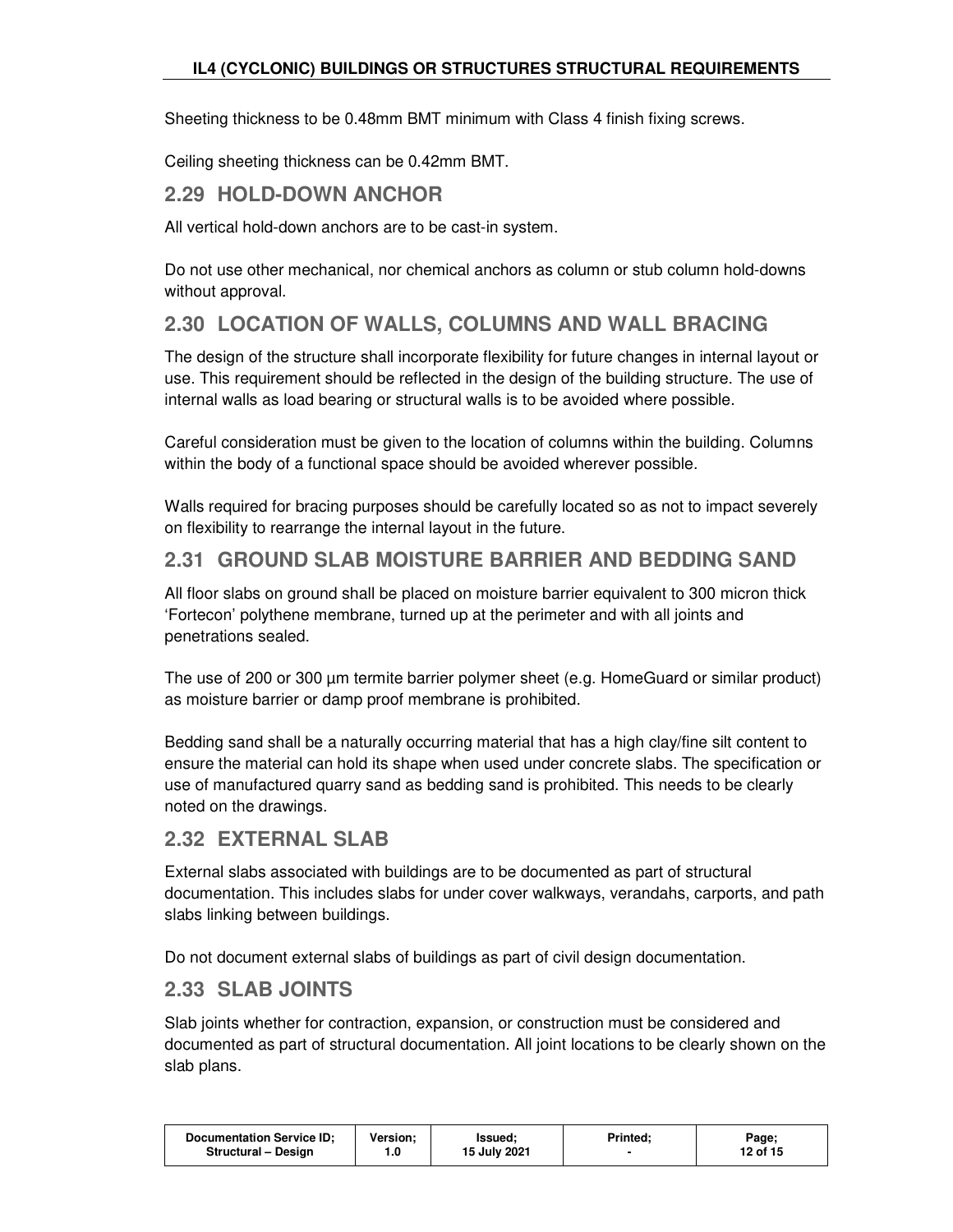Sheeting thickness to be 0.48mm BMT minimum with Class 4 finish fixing screws.

Ceiling sheeting thickness can be 0.42mm BMT.

## 2.29 HOLD-DOWN ANCHOR

All vertical hold-down anchors are to be cast-in system.

Do not use other mechanical, nor chemical anchors as column or stub column hold-downs without approval.

## 2.30 LOCATION OF WALLS, COLUMNS AND WALL BRACING

The design of the structure shall incorporate flexibility for future changes in internal layout or use. This requirement should be reflected in the design of the building structure. The use of internal walls as load bearing or structural walls is to be avoided where possible.

Careful consideration must be given to the location of columns within the building. Columns within the body of a functional space should be avoided wherever possible.

Walls required for bracing purposes should be carefully located so as not to impact severely on flexibility to rearrange the internal layout in the future.

## 2.31 GROUND SLAB MOISTURE BARRIER AND BEDDING SAND

All floor slabs on ground shall be placed on moisture barrier equivalent to 300 micron thick 'Fortecon' polythene membrane, turned up at the perimeter and with all joints and penetrations sealed.

The use of 200 or 300 µm termite barrier polymer sheet (e.g. HomeGuard or similar product) as moisture barrier or damp proof membrane is prohibited.

Bedding sand shall be a naturally occurring material that has a high clay/fine silt content to ensure the material can hold its shape when used under concrete slabs. The specification or use of manufactured quarry sand as bedding sand is prohibited. This needs to be clearly noted on the drawings.

## 2.32 EXTERNAL SLAB

External slabs associated with buildings are to be documented as part of structural documentation. This includes slabs for under cover walkways, verandahs, carports, and path slabs linking between buildings.

Do not document external slabs of buildings as part of civil design documentation.

## 2.33 SLAB JOINTS

Slab joints whether for contraction, expansion, or construction must be considered and documented as part of structural documentation. All joint locations to be clearly shown on the slab plans.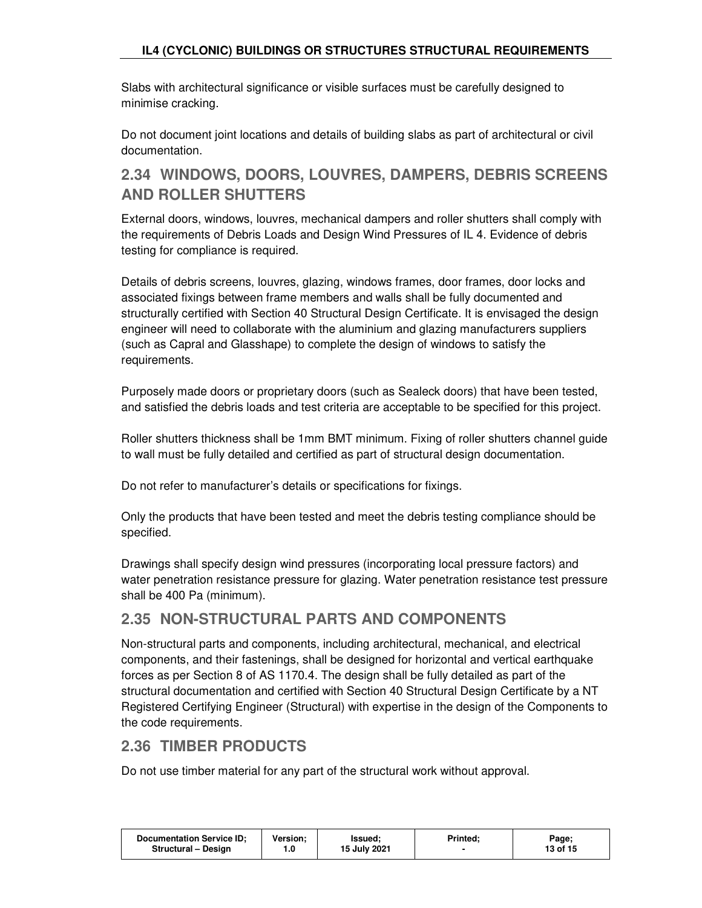Slabs with architectural significance or visible surfaces must be carefully designed to minimise cracking.

Do not document joint locations and details of building slabs as part of architectural or civil documentation.

## 2.34 WINDOWS, DOORS, LOUVRES, DAMPERS, DEBRIS SCREENS AND ROLLER SHUTTERS

External doors, windows, louvres, mechanical dampers and roller shutters shall comply with the requirements of Debris Loads and Design Wind Pressures of IL 4. Evidence of debris testing for compliance is required.

Details of debris screens, louvres, glazing, windows frames, door frames, door locks and associated fixings between frame members and walls shall be fully documented and structurally certified with Section 40 Structural Design Certificate. It is envisaged the design engineer will need to collaborate with the aluminium and glazing manufacturers suppliers (such as Capral and Glasshape) to complete the design of windows to satisfy the requirements.

Purposely made doors or proprietary doors (such as Sealeck doors) that have been tested, and satisfied the debris loads and test criteria are acceptable to be specified for this project.

Roller shutters thickness shall be 1mm BMT minimum. Fixing of roller shutters channel guide to wall must be fully detailed and certified as part of structural design documentation.

Do not refer to manufacturer's details or specifications for fixings.

Only the products that have been tested and meet the debris testing compliance should be specified.

Drawings shall specify design wind pressures (incorporating local pressure factors) and water penetration resistance pressure for glazing. Water penetration resistance test pressure shall be 400 Pa (minimum).

## 2.35 NON-STRUCTURAL PARTS AND COMPONENTS

Non-structural parts and components, including architectural, mechanical, and electrical components, and their fastenings, shall be designed for horizontal and vertical earthquake forces as per Section 8 of AS 1170.4. The design shall be fully detailed as part of the structural documentation and certified with Section 40 Structural Design Certificate by a NT Registered Certifying Engineer (Structural) with expertise in the design of the Components to the code requirements.

## 2.36 TIMBER PRODUCTS

Do not use timber material for any part of the structural work without approval.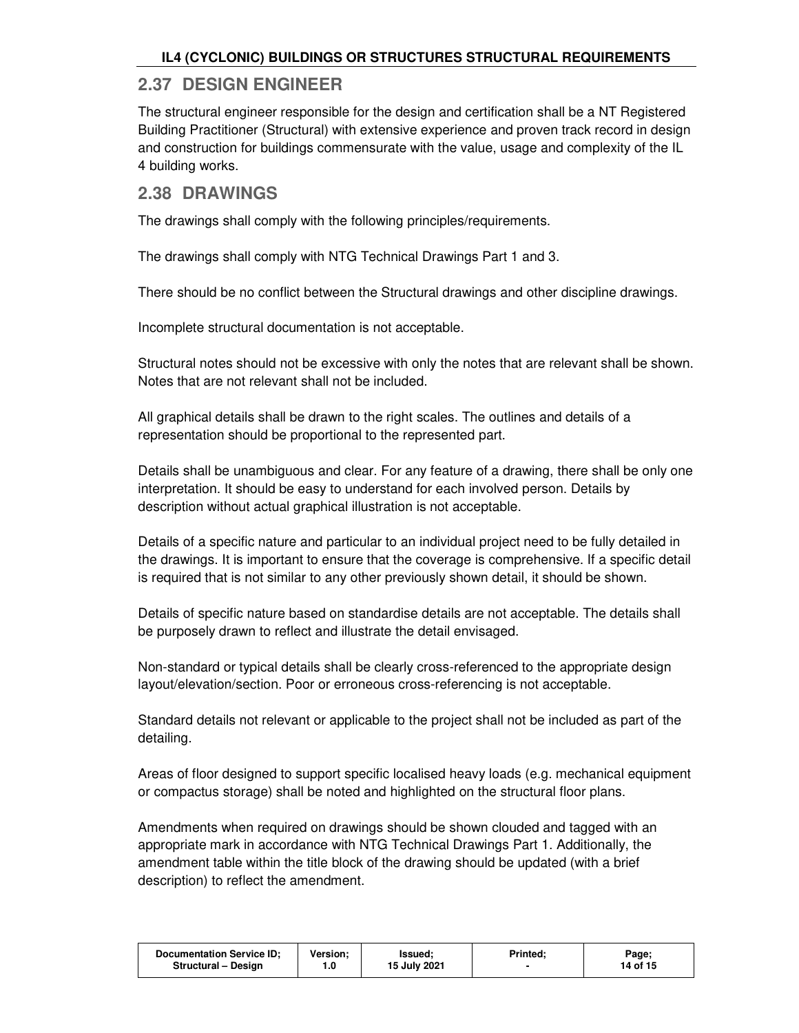## 2.37 DESIGN ENGINEER

The structural engineer responsible for the design and certification shall be a NT Registered Building Practitioner (Structural) with extensive experience and proven track record in design and construction for buildings commensurate with the value, usage and complexity of the IL 4 building works.

## 2.38 DRAWINGS

The drawings shall comply with the following principles/requirements.

The drawings shall comply with NTG Technical Drawings Part 1 and 3.

There should be no conflict between the Structural drawings and other discipline drawings.

Incomplete structural documentation is not acceptable.

Structural notes should not be excessive with only the notes that are relevant shall be shown. Notes that are not relevant shall not be included.

All graphical details shall be drawn to the right scales. The outlines and details of a representation should be proportional to the represented part.

Details shall be unambiguous and clear. For any feature of a drawing, there shall be only one interpretation. It should be easy to understand for each involved person. Details by description without actual graphical illustration is not acceptable.

Details of a specific nature and particular to an individual project need to be fully detailed in the drawings. It is important to ensure that the coverage is comprehensive. If a specific detail is required that is not similar to any other previously shown detail, it should be shown.

Details of specific nature based on standardise details are not acceptable. The details shall be purposely drawn to reflect and illustrate the detail envisaged.

Non-standard or typical details shall be clearly cross-referenced to the appropriate design layout/elevation/section. Poor or erroneous cross-referencing is not acceptable.

Standard details not relevant or applicable to the project shall not be included as part of the detailing.

Areas of floor designed to support specific localised heavy loads (e.g. mechanical equipment or compactus storage) shall be noted and highlighted on the structural floor plans.

Amendments when required on drawings should be shown clouded and tagged with an appropriate mark in accordance with NTG Technical Drawings Part 1. Additionally, the amendment table within the title block of the drawing should be updated (with a brief description) to reflect the amendment.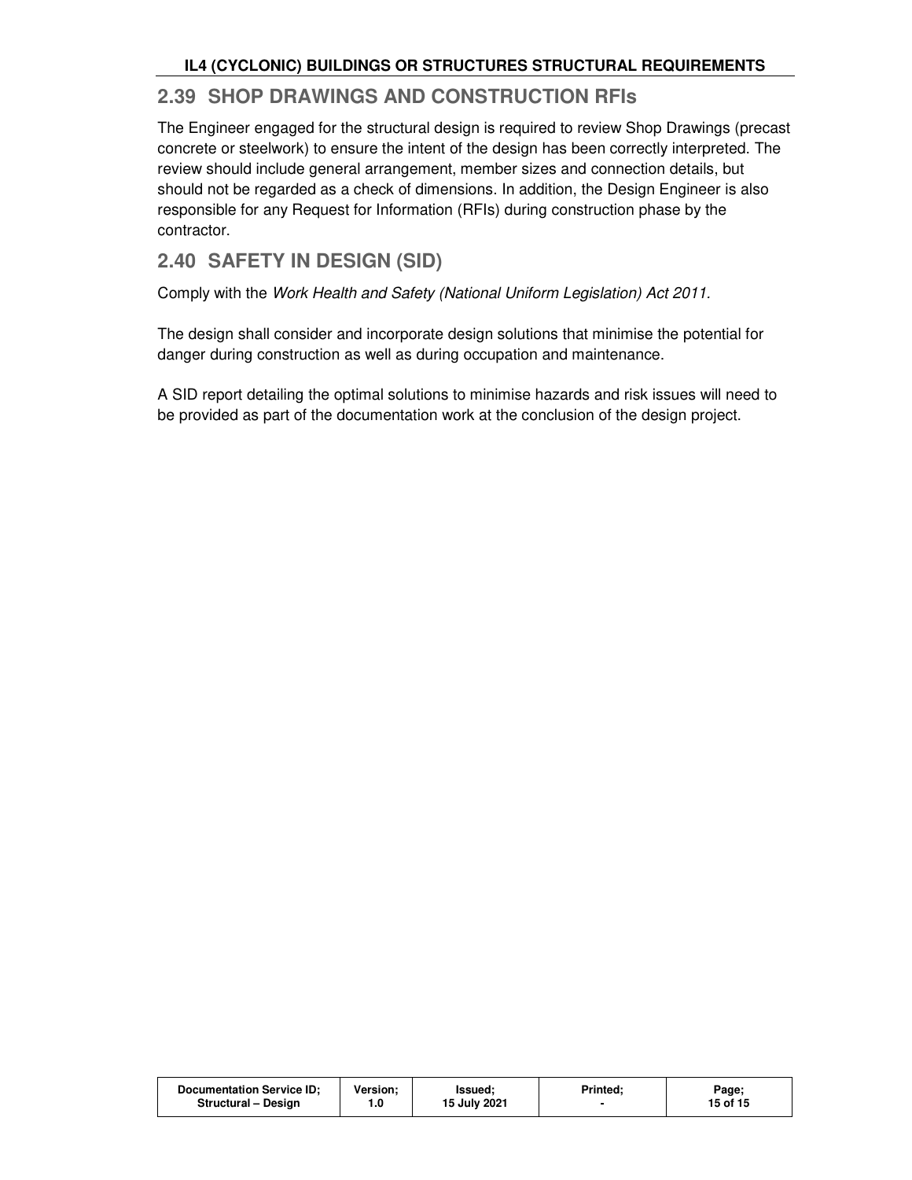## 2.39 SHOP DRAWINGS AND CONSTRUCTION RFIs

The Engineer engaged for the structural design is required to review Shop Drawings (precast concrete or steelwork) to ensure the intent of the design has been correctly interpreted. The review should include general arrangement, member sizes and connection details, but should not be regarded as a check of dimensions. In addition, the Design Engineer is also responsible for any Request for Information (RFIs) during construction phase by the contractor.

## 2.40 SAFETY IN DESIGN (SID)

Comply with the *Work Health and Safety (National Uniform Legislation) Act 2011.*

The design shall consider and incorporate design solutions that minimise the potential for danger during construction as well as during occupation and maintenance.

A SID report detailing the optimal solutions to minimise hazards and risk issues will need to be provided as part of the documentation work at the conclusion of the design project.